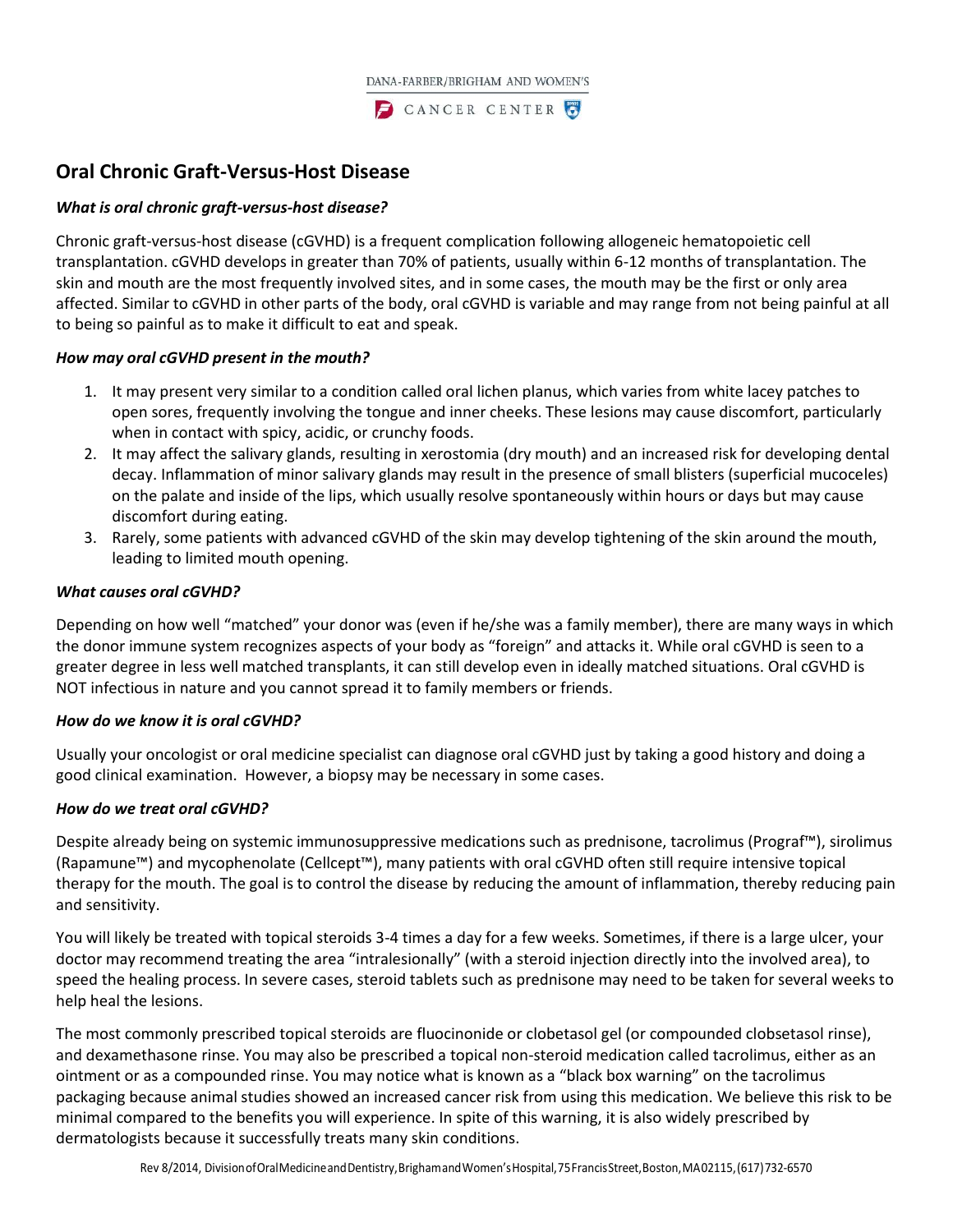DANA-FARBER/BRIGHAM AND WOMEN'S CANCER CENTER

# Oral Chronic Graft-Versus-Host Disease

***What is oral chronic graft-versus-host disease?***

Chronic graft-versus-host disease (cGVHD) is a frequent complication following allogeneic hematopoietic cell transplantation. cGVHD develops in greater than 70% of patients, usually within 6-12 months of transplantation. The skin and mouth are the most frequently involved sites, and in some cases, the mouth may be the first or only area affected. Similar to cGVHD in other parts of the body, oral cGVHD is variable and may range from not being painful at all to being so painful as to make it difficult to eat and speak.

***How may oral cGVHD present in the mouth?***

1. It may present very similar to a condition called oral lichen planus, which varies from white lacey patches to open sores, frequently involving the tongue and inner cheeks. These lesions may cause discomfort, particularly when in contact with spicy, acidic, or crunchy foods.
2. It may affect the salivary glands, resulting in xerostomia (dry mouth) and an increased risk for developing dental decay. Inflammation of minor salivary glands may result in the presence of small blisters (superficial mucoceles) on the palate and inside of the lips, which usually resolve spontaneously within hours or days but may cause discomfort during eating.
3. Rarely, some patients with advanced cGVHD of the skin may develop tightening of the skin around the mouth, leading to limited mouth opening.

***What causes oral cGVHD?***

Depending on how well "matched" your donor was (even if he/she was a family member), there are many ways in which the donor immune system recognizes aspects of your body as "foreign" and attacks it. While oral cGVHD is seen to a greater degree in less well matched transplants, it can still develop even in ideally matched situations. Oral cGVHD is NOT infectious in nature and you cannot spread it to family members or friends.

***How do we know it is oral cGVHD?***

Usually your oncologist or oral medicine specialist can diagnose oral cGVHD just by taking a good history and doing a good clinical examination. However, a biopsy may be necessary in some cases.

***How do we treat oral cGVHD?***

Despite already being on systemic immunosuppressive medications such as prednisone, tacrolimus (Prograf™), sirolimus (Rapamune™) and mycophenolate (Cellcept™), many patients with oral cGVHD often still require intensive topical therapy for the mouth. The goal is to control the disease by reducing the amount of inflammation, thereby reducing pain and sensitivity.

You will likely be treated with topical steroids 3-4 times a day for a few weeks. Sometimes, if there is a large ulcer, your doctor may recommend treating the area "intralesionally" (with a steroid injection directly into the involved area), to speed the healing process. In severe cases, steroid tablets such as prednisone may need to be taken for several weeks to help heal the lesions.

The most commonly prescribed topical steroids are fluocinonide or clobetasol gel (or compounded clobsetasol rinse), and dexamethasone rinse. You may also be prescribed a topical non-steroid medication called tacrolimus, either as an ointment or as a compounded rinse. You may notice what is known as a "black box warning" on the tacrolimus packaging because animal studies showed an increased cancer risk from using this medication. We believe this risk to be minimal compared to the benefits you will experience. In spite of this warning, it is also widely prescribed by dermatologists because it successfully treats many skin conditions.

Rev 8/2014, Division of Oral Medicine and Dentistry, Brigham and Women's Hospital, 75 Francis Street, Boston, MA 02115, (617) 732-6570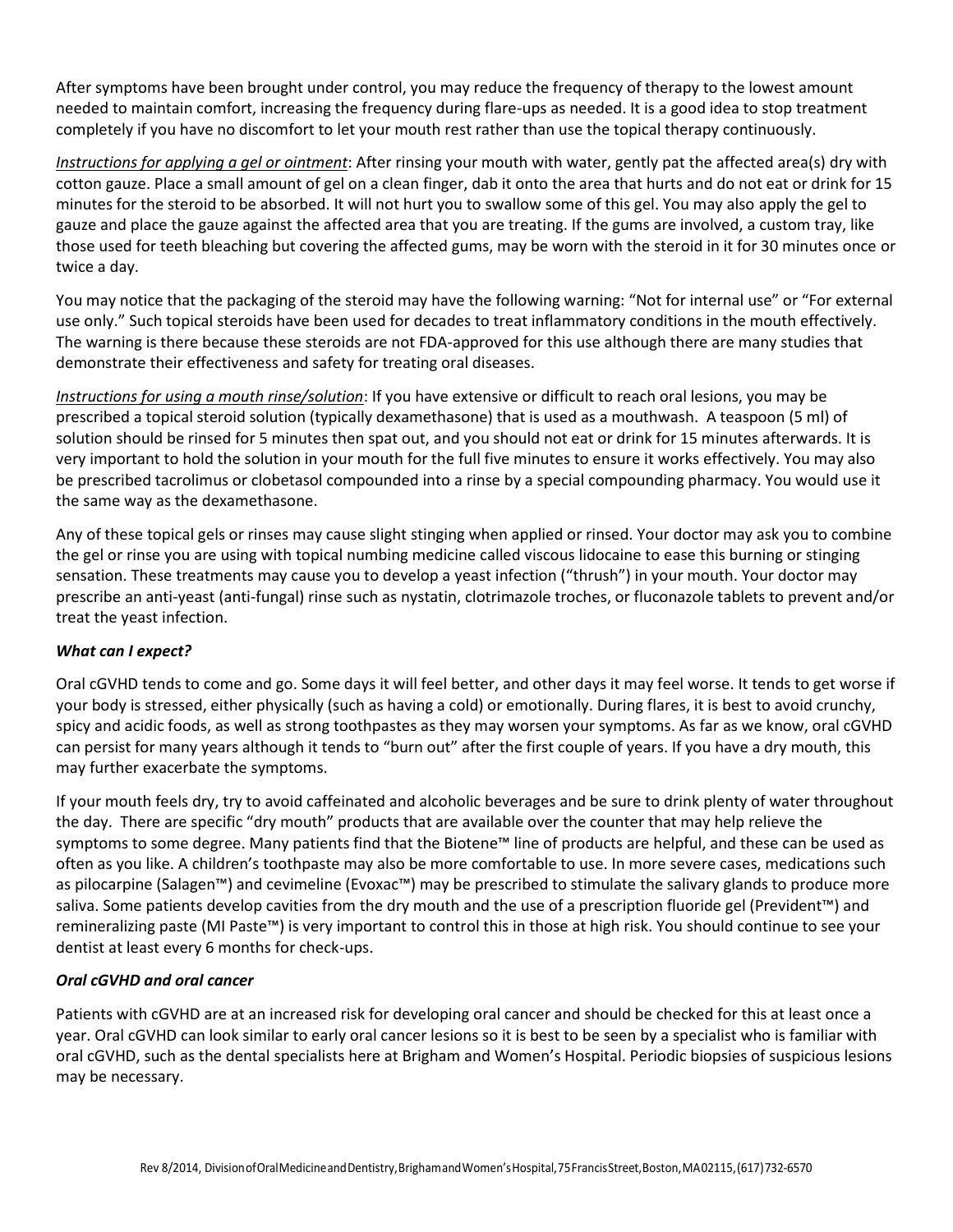After symptoms have been brought under control, you may reduce the frequency of therapy to the lowest amount needed to maintain comfort, increasing the frequency during flare-ups as needed. It is a good idea to stop treatment completely if you have no discomfort to let your mouth rest rather than use the topical therapy continuously.

*Instructions for applying a gel or ointment*: After rinsing your mouth with water, gently pat the affected area(s) dry with cotton gauze. Place a small amount of gel on a clean finger, dab it onto the area that hurts and do not eat or drink for 15 minutes for the steroid to be absorbed. It will not hurt you to swallow some of this gel. You may also apply the gel to gauze and place the gauze against the affected area that you are treating. If the gums are involved, a custom tray, like those used for teeth bleaching but covering the affected gums, may be worn with the steroid in it for 30 minutes once or twice a day.

You may notice that the packaging of the steroid may have the following warning: "Not for internal use" or "For external use only." Such topical steroids have been used for decades to treat inflammatory conditions in the mouth effectively. The warning is there because these steroids are not FDA-approved for this use although there are many studies that demonstrate their effectiveness and safety for treating oral diseases.

*Instructions for using a mouth rinse/solution*: If you have extensive or difficult to reach oral lesions, you may be prescribed a topical steroid solution (typically dexamethasone) that is used as a mouthwash. A teaspoon (5 ml) of solution should be rinsed for 5 minutes then spat out, and you should not eat or drink for 15 minutes afterwards. It is very important to hold the solution in your mouth for the full five minutes to ensure it works effectively. You may also be prescribed tacrolimus or clobetasol compounded into a rinse by a special compounding pharmacy. You would use it the same way as the dexamethasone.

Any of these topical gels or rinses may cause slight stinging when applied or rinsed. Your doctor may ask you to combine the gel or rinse you are using with topical numbing medicine called viscous lidocaine to ease this burning or stinging sensation. These treatments may cause you to develop a yeast infection ("thrush") in your mouth. Your doctor may prescribe an anti-yeast (anti-fungal) rinse such as nystatin, clotrimazole troches, or fluconazole tablets to prevent and/or treat the yeast infection.

### *What can I expect?*

Oral cGVHD tends to come and go. Some days it will feel better, and other days it may feel worse. It tends to get worse if your body is stressed, either physically (such as having a cold) or emotionally. During flares, it is best to avoid crunchy, spicy and acidic foods, as well as strong toothpastes as they may worsen your symptoms. As far as we know, oral cGVHD can persist for many years although it tends to "burn out" after the first couple of years. If you have a dry mouth, this may further exacerbate the symptoms.

If your mouth feels dry, try to avoid caffeinated and alcoholic beverages and be sure to drink plenty of water throughout the day. There are specific "dry mouth" products that are available over the counter that may help relieve the symptoms to some degree. Many patients find that the Biotene™ line of products are helpful, and these can be used as often as you like. A children's toothpaste may also be more comfortable to use. In more severe cases, medications such as pilocarpine (Salagen™) and cevimeline (Evoxac™) may be prescribed to stimulate the salivary glands to produce more saliva. Some patients develop cavities from the dry mouth and the use of a prescription fluoride gel (Prevident™) and remineralizing paste (MI Paste™) is very important to control this in those at high risk. You should continue to see your dentist at least every 6 months for check-ups.

### *Oral cGVHD and oral cancer*

Patients with cGVHD are at an increased risk for developing oral cancer and should be checked for this at least once a year. Oral cGVHD can look similar to early oral cancer lesions so it is best to be seen by a specialist who is familiar with oral cGVHD, such as the dental specialists here at Brigham and Women's Hospital. Periodic biopsies of suspicious lesions may be necessary.

Rev 8/2014, Division of Oral Medicine and Dentistry, Brigham and Women's Hospital, 75 Francis Street, Boston, MA 02115, (617) 732-6570